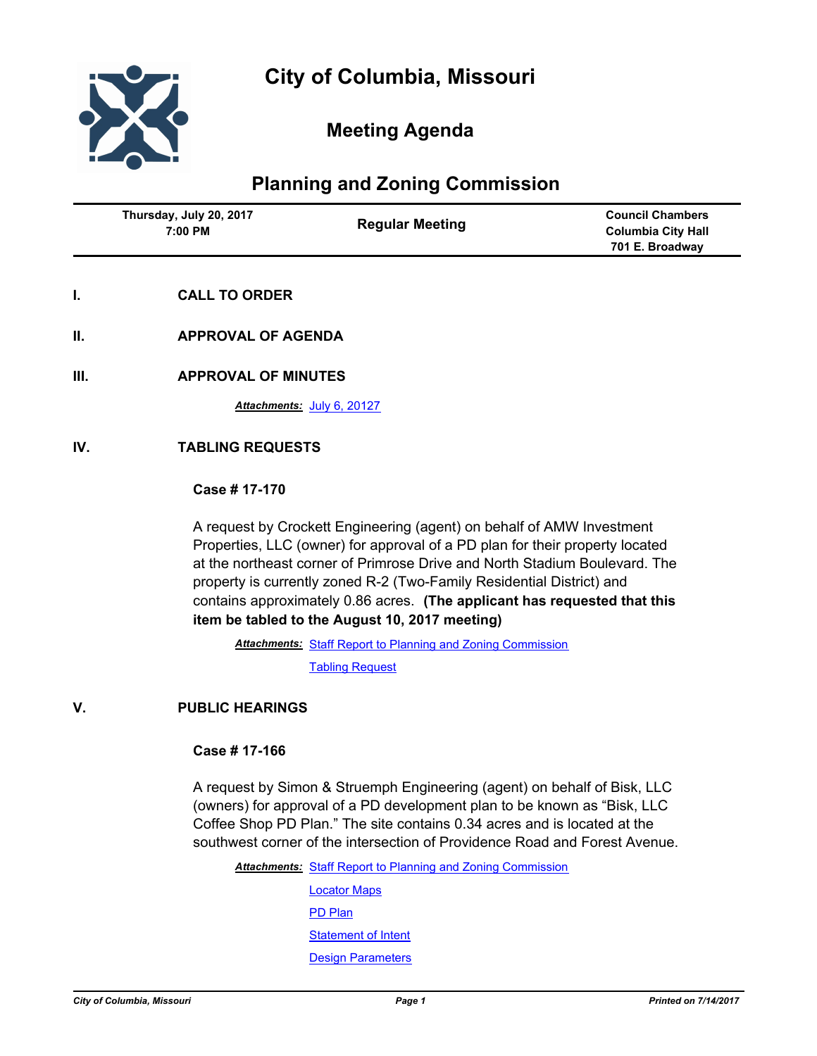# City of Columbia, Missouri

## Meeting Agenda

## Planning and Zoning Commission

| Thursday, July 20, 2017 7:00 PM | Regular Meeting | Council Chambers Columbia City Hall 701 E. Broadway |
|---|---|---|

**I. CALL TO ORDER**

**II. APPROVAL OF AGENDA**

**III. APPROVAL OF MINUTES**

*Attachments:* July 6, 20127

**IV. TABLING REQUESTS**

**Case # 17-170**

A request by Crockett Engineering (agent) on behalf of AMW Investment Properties, LLC (owner) for approval of a PD plan for their property located at the northeast corner of Primrose Drive and North Stadium Boulevard. The property is currently zoned R-2 (Two-Family Residential District) and contains approximately 0.86 acres. **(The applicant has requested that this item be tabled to the August 10, 2017 meeting)**

*Attachments:* Staff Report to Planning and Zoning Commission
Tabling Request

**V. PUBLIC HEARINGS**

**Case # 17-166**

A request by Simon & Struemph Engineering (agent) on behalf of Bisk, LLC (owners) for approval of a PD development plan to be known as "Bisk, LLC Coffee Shop PD Plan." The site contains 0.34 acres and is located at the southwest corner of the intersection of Providence Road and Forest Avenue.

*Attachments:* Staff Report to Planning and Zoning Commission
Locator Maps
PD Plan
Statement of Intent
Design Parameters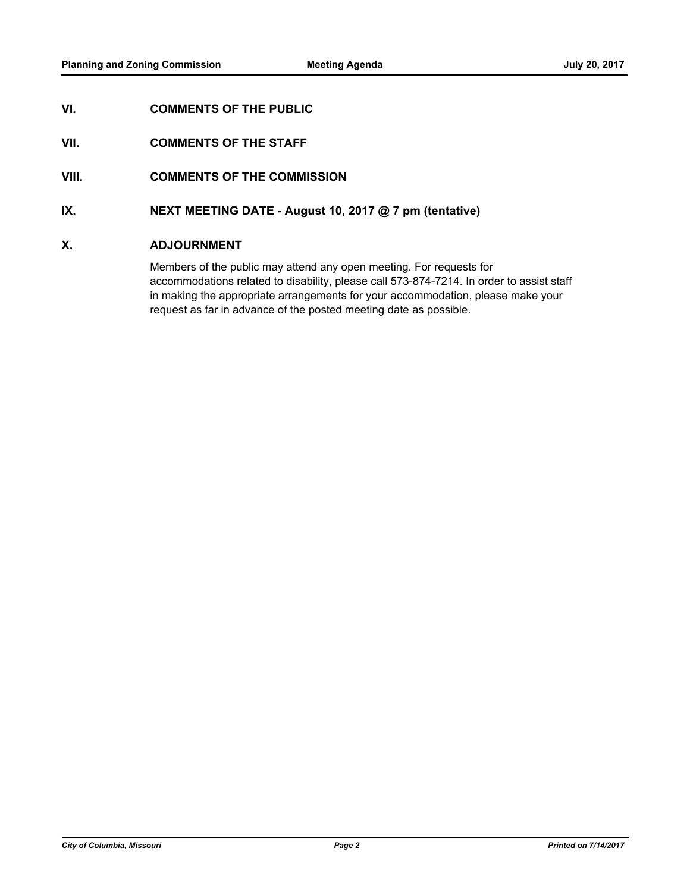## VI. COMMENTS OF THE PUBLIC

## VII. COMMENTS OF THE STAFF

## VIII. COMMENTS OF THE COMMISSION

## IX. NEXT MEETING DATE - August 10, 2017 @ 7 pm (tentative)

## X. ADJOURNMENT

Members of the public may attend any open meeting. For requests for accommodations related to disability, please call 573-874-7214. In order to assist staff in making the appropriate arrangements for your accommodation, please make your request as far in advance of the posted meeting date as possible.